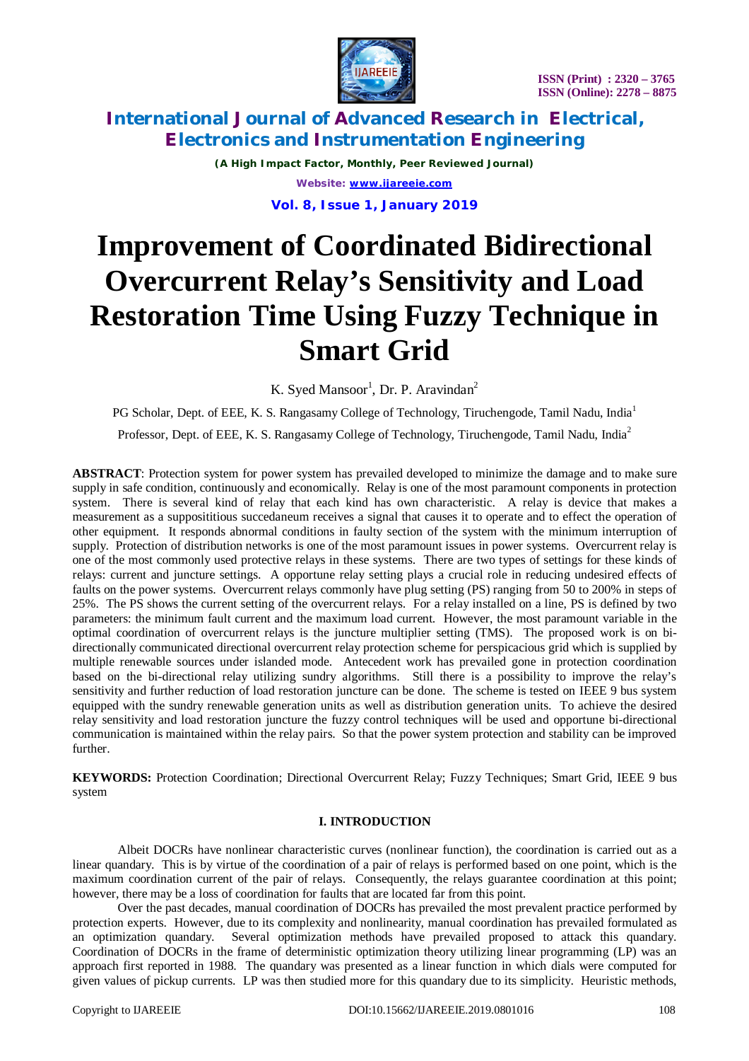# Improvement of Coordinated Bidirectional Overcurrent Relay's Sensitivity and Load Restoration Time Using Fuzzy Technique in Smart Grid

K. Syed Mansoor[1], Dr. P. Aravindan[2]

PG Scholar, Dept. of EEE, K. S. Rangasamy College of Technology, Tiruchengode, Tamil Nadu, India[1]

Professor, Dept. of EEE, K. S. Rangasamy College of Technology, Tiruchengode, Tamil Nadu, India[2]

**ABSTRACT**: Protection system for power system has prevailed developed to minimize the damage and to make sure supply in safe condition, continuously and economically. Relay is one of the most paramount components in protection system. There is several kind of relay that each kind has own characteristic. A relay is device that makes a measurement as a supposititious succedaneum receives a signal that causes it to operate and to effect the operation of other equipment. It responds abnormal conditions in faulty section of the system with the minimum interruption of supply. Protection of distribution networks is one of the most paramount issues in power systems. Overcurrent relay is one of the most commonly used protective relays in these systems. There are two types of settings for these kinds of relays: current and juncture settings. A opportune relay setting plays a crucial role in reducing undesired effects of faults on the power systems. Overcurrent relays commonly have plug setting (PS) ranging from 50 to 200% in steps of 25%. The PS shows the current setting of the overcurrent relays. For a relay installed on a line, PS is defined by two parameters: the minimum fault current and the maximum load current. However, the most paramount variable in the optimal coordination of overcurrent relays is the juncture multiplier setting (TMS). The proposed work is on bi-directionally communicated directional overcurrent relay protection scheme for perspicacious grid which is supplied by multiple renewable sources under islanded mode. Antecedent work has prevailed gone in protection coordination based on the bi-directional relay utilizing sundry algorithms. Still there is a possibility to improve the relay's sensitivity and further reduction of load restoration juncture can be done. The scheme is tested on IEEE 9 bus system equipped with the sundry renewable generation units as well as distribution generation units. To achieve the desired relay sensitivity and load restoration juncture the fuzzy control techniques will be used and opportune bi-directional communication is maintained within the relay pairs. So that the power system protection and stability can be improved further.

**KEYWORDS:** Protection Coordination; Directional Overcurrent Relay; Fuzzy Techniques; Smart Grid, IEEE 9 bus system

## I. INTRODUCTION

Albeit DOCRs have nonlinear characteristic curves (nonlinear function), the coordination is carried out as a linear quandary. This is by virtue of the coordination of a pair of relays is performed based on one point, which is the maximum coordination current of the pair of relays. Consequently, the relays guarantee coordination at this point; however, there may be a loss of coordination for faults that are located far from this point.

Over the past decades, manual coordination of DOCRs has prevailed the most prevalent practice performed by protection experts. However, due to its complexity and nonlinearity, manual coordination has prevailed formulated as an optimization quandary. Several optimization methods have prevailed proposed to attack this quandary. Coordination of DOCRs in the frame of deterministic optimization theory utilizing linear programming (LP) was an approach first reported in 1988. The quandary was presented as a linear function in which dials were computed for given values of pickup currents. LP was then studied more for this quandary due to its simplicity. Heuristic methods,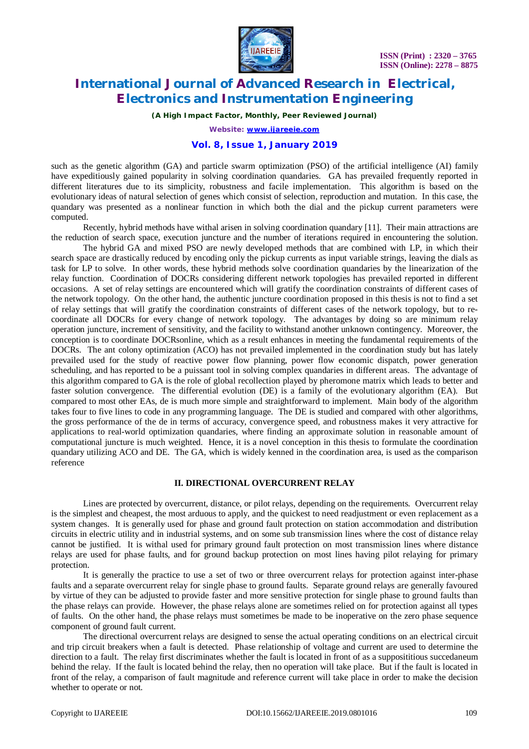such as the genetic algorithm (GA) and particle swarm optimization (PSO) of the artificial intelligence (AI) family have expeditiously gained popularity in solving coordination quandaries. GA has prevailed frequently reported in different literatures due to its simplicity, robustness and facile implementation. This algorithm is based on the evolutionary ideas of natural selection of genes which consist of selection, reproduction and mutation. In this case, the quandary was presented as a nonlinear function in which both the dial and the pickup current parameters were computed.

Recently, hybrid methods have withal arisen in solving coordination quandary [11]. Their main attractions are the reduction of search space, execution juncture and the number of iterations required in encountering the solution.

The hybrid GA and mixed PSO are newly developed methods that are combined with LP, in which their search space are drastically reduced by encoding only the pickup currents as input variable strings, leaving the dials as task for LP to solve. In other words, these hybrid methods solve coordination quandaries by the linearization of the relay function. Coordination of DOCRs considering different network topologies has prevailed reported in different occasions. A set of relay settings are encountered which will gratify the coordination constraints of different cases of the network topology. On the other hand, the authentic juncture coordination proposed in this thesis is not to find a set of relay settings that will gratify the coordination constraints of different cases of the network topology, but to re-coordinate all DOCRs for every change of network topology. The advantages by doing so are minimum relay operation juncture, increment of sensitivity, and the facility to withstand another unknown contingency. Moreover, the conception is to coordinate DOCRsonline, which as a result enhances in meeting the fundamental requirements of the DOCRs. The ant colony optimization (ACO) has not prevailed implemented in the coordination study but has lately prevailed used for the study of reactive power flow planning, power flow economic dispatch, power generation scheduling, and has reported to be a puissant tool in solving complex quandaries in different areas. The advantage of this algorithm compared to GA is the role of global recollection played by pheromone matrix which leads to better and faster solution convergence. The differential evolution (DE) is a family of the evolutionary algorithm (EA). But compared to most other EAs, de is much more simple and straightforward to implement. Main body of the algorithm takes four to five lines to code in any programming language. The DE is studied and compared with other algorithms, the gross performance of the de in terms of accuracy, convergence speed, and robustness makes it very attractive for applications to real-world optimization quandaries, where finding an approximate solution in reasonable amount of computational juncture is much weighted. Hence, it is a novel conception in this thesis to formulate the coordination quandary utilizing ACO and DE. The GA, which is widely kenned in the coordination area, is used as the comparison reference

## II. DIRECTIONAL OVERCURRENT RELAY

Lines are protected by overcurrent, distance, or pilot relays, depending on the requirements. Overcurrent relay is the simplest and cheapest, the most arduous to apply, and the quickest to need readjustment or even replacement as a system changes. It is generally used for phase and ground fault protection on station accommodation and distribution circuits in electric utility and in industrial systems, and on some sub transmission lines where the cost of distance relay cannot be justified. It is withal used for primary ground fault protection on most transmission lines where distance relays are used for phase faults, and for ground backup protection on most lines having pilot relaying for primary protection.

It is generally the practice to use a set of two or three overcurrent relays for protection against inter-phase faults and a separate overcurrent relay for single phase to ground faults. Separate ground relays are generally favoured by virtue of they can be adjusted to provide faster and more sensitive protection for single phase to ground faults than the phase relays can provide. However, the phase relays alone are sometimes relied on for protection against all types of faults. On the other hand, the phase relays must sometimes be made to be inoperative on the zero phase sequence component of ground fault current.

The directional overcurrent relays are designed to sense the actual operating conditions on an electrical circuit and trip circuit breakers when a fault is detected. Phase relationship of voltage and current are used to determine the direction to a fault. The relay first discriminates whether the fault is located in front of as a supposititious succedaneum behind the relay. If the fault is located behind the relay, then no operation will take place. But if the fault is located in front of the relay, a comparison of fault magnitude and reference current will take place in order to make the decision whether to operate or not.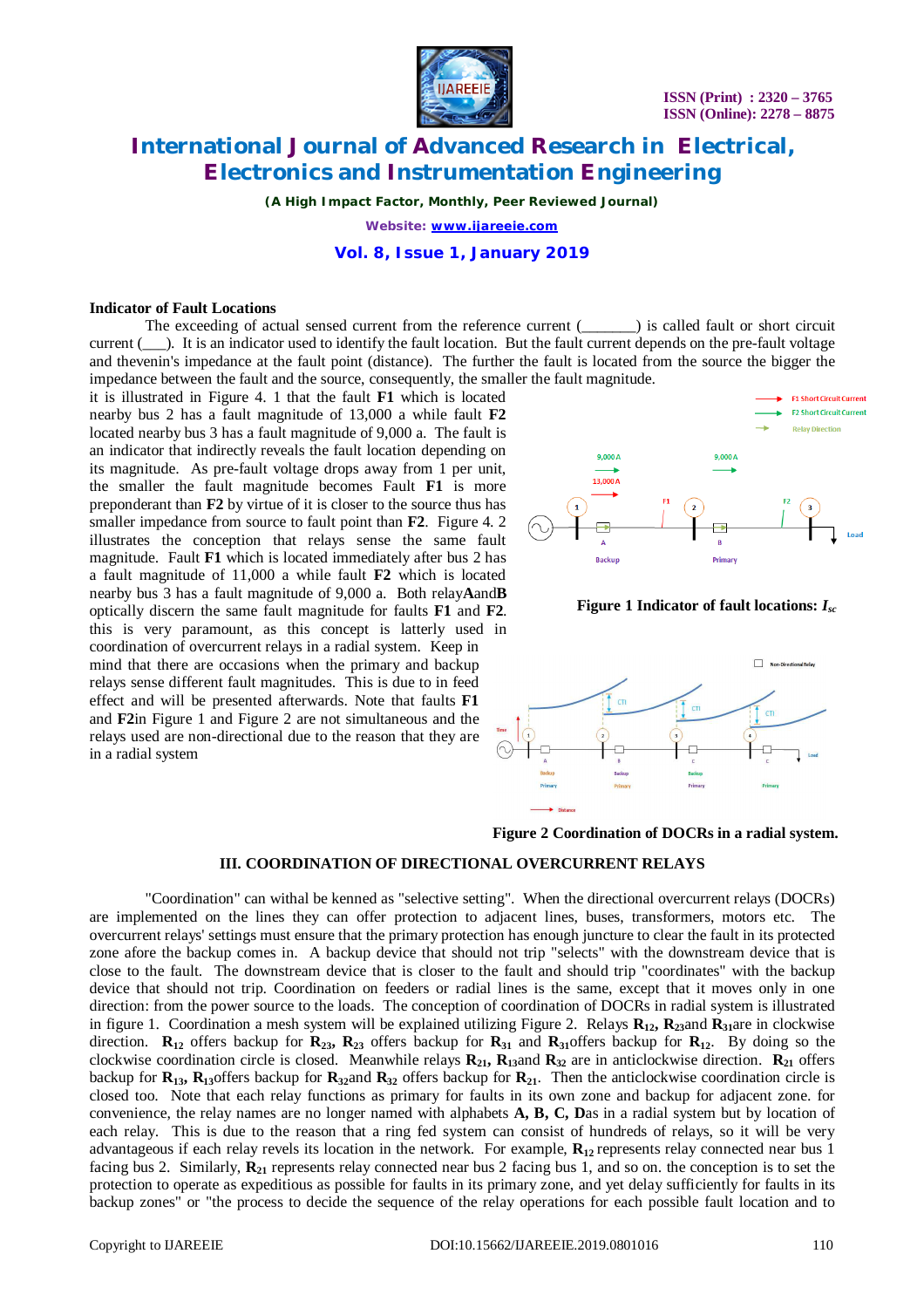**Indicator of Fault Locations**

The exceeding of actual sensed current from the reference current (_______) is called fault or short circuit current (___). It is an indicator used to identify the fault location. But the fault current depends on the pre-fault voltage and thevenin's impedance at the fault point (distance). The further the fault is located from the source the bigger the impedance between the fault and the source, consequently, the smaller the fault magnitude.

it is illustrated in Figure 4. 1 that the fault **F1** which is located nearby bus 2 has a fault magnitude of 13,000 a while fault **F2** located nearby bus 3 has a fault magnitude of 9,000 a. The fault is an indicator that indirectly reveals the fault location depending on its magnitude. As pre-fault voltage drops away from 1 per unit, the smaller the fault magnitude becomes Fault **F1** is more preponderant than **F2** by virtue of it is closer to the source thus has smaller impedance from source to fault point than **F2**. Figure 4. 2 illustrates the conception that relays sense the same fault magnitude. Fault **F1** which is located immediately after bus 2 has a fault magnitude of 11,000 a while fault **F2** which is located nearby bus 3 has a fault magnitude of 9,000 a. Both relay**A**and**B** optically discern the same fault magnitude for faults **F1** and **F2**. this is very paramount, as this concept is latterly used in coordination of overcurrent relays in a radial system. Keep in mind that there are occasions when the primary and backup relays sense different fault magnitudes. This is due to in feed effect and will be presented afterwards. Note that faults **F1** and **F2**in Figure 1 and Figure 2 are not simultaneous and the relays used are non-directional due to the reason that they are in a radial system

**Figure 1 Indicator of fault locations: $I_{sc}$**

**Figure 2 Coordination of DOCRs in a radial system.**

## III. COORDINATION OF DIRECTIONAL OVERCURRENT RELAYS

"Coordination" can withal be kenned as "selective setting". When the directional overcurrent relays (DOCRs) are implemented on the lines they can offer protection to adjacent lines, buses, transformers, motors etc. The overcurrent relays' settings must ensure that the primary protection has enough juncture to clear the fault in its protected zone afore the backup comes in. A backup device that should not trip "selects" with the downstream device that is close to the fault. The downstream device that is closer to the fault and should trip "coordinates" with the backup device that should not trip. Coordination on feeders or radial lines is the same, except that it moves only in one direction: from the power source to the loads. The conception of coordination of DOCRs in radial system is illustrated in figure 1. Coordination a mesh system will be explained utilizing Figure 2. Relays $\mathbf{R_{12}}$, $\mathbf{R_{23}}$and $\mathbf{R_{31}}$are in clockwise direction. $\mathbf{R_{12}}$ offers backup for $\mathbf{R_{23}}$, $\mathbf{R_{23}}$ offers backup for $\mathbf{R_{31}}$ and $\mathbf{R_{31}}$offers backup for $\mathbf{R_{12}}$. By doing so the clockwise coordination circle is closed. Meanwhile relays $\mathbf{R_{21}}$, $\mathbf{R_{13}}$and $\mathbf{R_{32}}$ are in anticlockwise direction. $\mathbf{R_{21}}$ offers backup for $\mathbf{R_{13}}$, $\mathbf{R_{13}}$offers backup for $\mathbf{R_{32}}$and $\mathbf{R_{32}}$ offers backup for $\mathbf{R_{21}}$. Then the anticlockwise coordination circle is closed too. Note that each relay functions as primary for faults in its own zone and backup for adjacent zone. for convenience, the relay names are no longer named with alphabets **A, B, C, D**as in a radial system but by location of each relay. This is due to the reason that a ring fed system can consist of hundreds of relays, so it will be very advantageous if each relay revels its location in the network. For example, $\mathbf{R_{12}}$ represents relay connected near bus 1 facing bus 2. Similarly, $\mathbf{R_{21}}$ represents relay connected near bus 2 facing bus 1, and so on. the conception is to set the protection to operate as expeditious as possible for faults in its primary zone, and yet delay sufficiently for faults in its backup zones" or "the process to decide the sequence of the relay operations for each possible fault location and to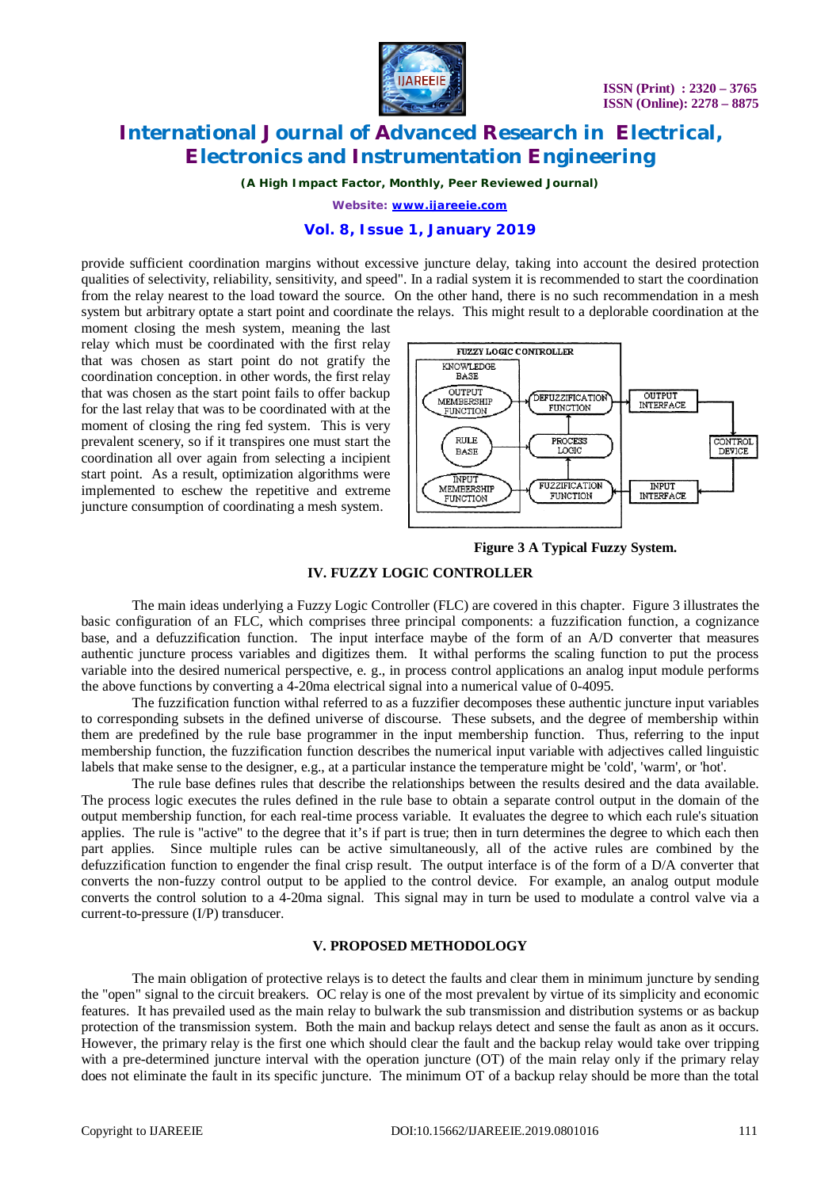provide sufficient coordination margins without excessive juncture delay, taking into account the desired protection qualities of selectivity, reliability, sensitivity, and speed". In a radial system it is recommended to start the coordination from the relay nearest to the load toward the source. On the other hand, there is no such recommendation in a mesh system but arbitrary optate a start point and coordinate the relays. This might result to a deplorable coordination at the moment closing the mesh system, meaning the last relay which must be coordinated with the first relay that was chosen as start point do not gratify the coordination conception. in other words, the first relay that was chosen as the start point fails to offer backup for the last relay that was to be coordinated with at the moment of closing the ring fed system. This is very prevalent scenery, so if it transpires one must start the coordination all over again from selecting a incipient start point. As a result, optimization algorithms were implemented to eschew the repetitive and extreme juncture consumption of coordinating a mesh system.

**Figure 3 A Typical Fuzzy System.**

## IV. FUZZY LOGIC CONTROLLER

The main ideas underlying a Fuzzy Logic Controller (FLC) are covered in this chapter. Figure 3 illustrates the basic configuration of an FLC, which comprises three principal components: a fuzzification function, a cognizance base, and a defuzzification function. The input interface maybe of the form of an A/D converter that measures authentic juncture process variables and digitizes them. It withal performs the scaling function to put the process variable into the desired numerical perspective, e. g., in process control applications an analog input module performs the above functions by converting a 4-20ma electrical signal into a numerical value of 0-4095.

The fuzzification function withal referred to as a fuzzifier decomposes these authentic juncture input variables to corresponding subsets in the defined universe of discourse. These subsets, and the degree of membership within them are predefined by the rule base programmer in the input membership function. Thus, referring to the input membership function, the fuzzification function describes the numerical input variable with adjectives called linguistic labels that make sense to the designer, e.g., at a particular instance the temperature might be 'cold', 'warm', or 'hot'.

The rule base defines rules that describe the relationships between the results desired and the data available. The process logic executes the rules defined in the rule base to obtain a separate control output in the domain of the output membership function, for each real-time process variable. It evaluates the degree to which each rule's situation applies. The rule is "active" to the degree that it's if part is true; then in turn determines the degree to which each then part applies. Since multiple rules can be active simultaneously, all of the active rules are combined by the defuzzification function to engender the final crisp result. The output interface is of the form of a D/A converter that converts the non-fuzzy control output to be applied to the control device. For example, an analog output module converts the control solution to a 4-20ma signal. This signal may in turn be used to modulate a control valve via a current-to-pressure (I/P) transducer.

## V. PROPOSED METHODOLOGY

The main obligation of protective relays is to detect the faults and clear them in minimum juncture by sending the "open" signal to the circuit breakers. OC relay is one of the most prevalent by virtue of its simplicity and economic features. It has prevailed used as the main relay to bulwark the sub transmission and distribution systems or as backup protection of the transmission system. Both the main and backup relays detect and sense the fault as anon as it occurs. However, the primary relay is the first one which should clear the fault and the backup relay would take over tripping with a pre-determined juncture interval with the operation juncture (OT) of the main relay only if the primary relay does not eliminate the fault in its specific juncture. The minimum OT of a backup relay should be more than the total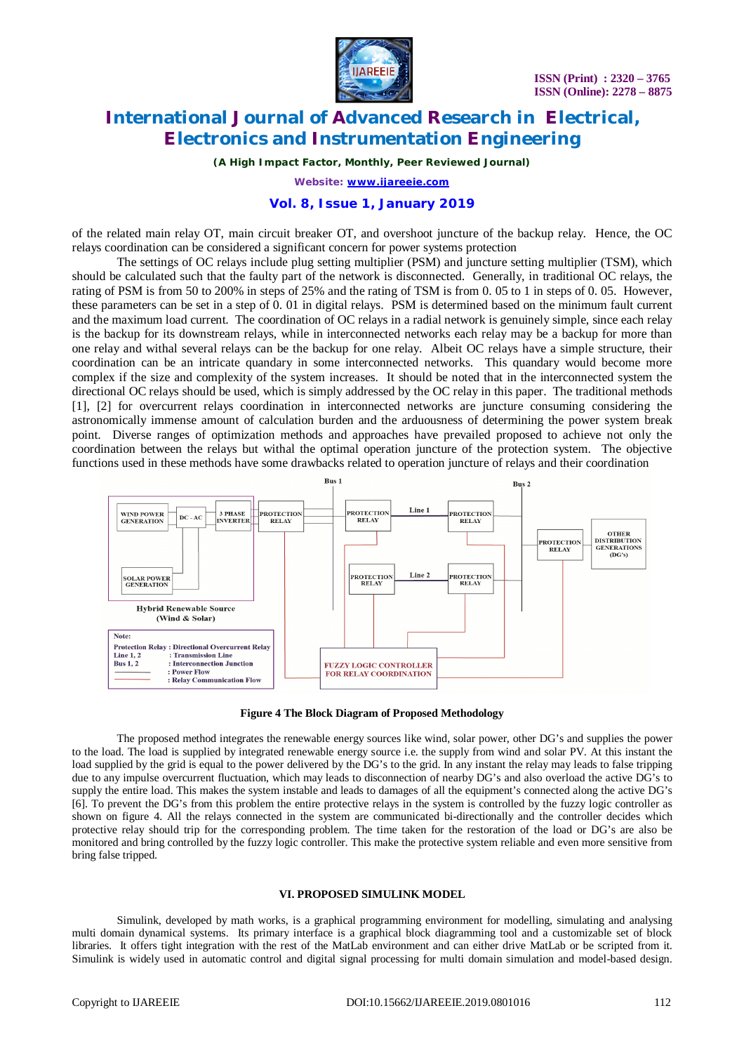of the related main relay OT, main circuit breaker OT, and overshoot juncture of the backup relay. Hence, the OC relays coordination can be considered a significant concern for power systems protection

The settings of OC relays include plug setting multiplier (PSM) and juncture setting multiplier (TSM), which should be calculated such that the faulty part of the network is disconnected. Generally, in traditional OC relays, the rating of PSM is from 50 to 200% in steps of 25% and the rating of TSM is from 0. 05 to 1 in steps of 0. 05. However, these parameters can be set in a step of 0. 01 in digital relays. PSM is determined based on the minimum fault current and the maximum load current. The coordination of OC relays in a radial network is genuinely simple, since each relay is the backup for its downstream relays, while in interconnected networks each relay may be a backup for more than one relay and withal several relays can be the backup for one relay. Albeit OC relays have a simple structure, their coordination can be an intricate quandary in some interconnected networks. This quandary would become more complex if the size and complexity of the system increases. It should be noted that in the interconnected system the directional OC relays should be used, which is simply addressed by the OC relay in this paper. The traditional methods [1], [2] for overcurrent relays coordination in interconnected networks are juncture consuming considering the astronomically immense amount of calculation burden and the arduousness of determining the power system break point. Diverse ranges of optimization methods and approaches have prevailed proposed to achieve not only the coordination between the relays but withal the optimal operation juncture of the protection system. The objective functions used in these methods have some drawbacks related to operation juncture of relays and their coordination

Bus 1

Bus 2

WIND POWER GENERATION

DC - AC

3 PHASE INVERTER

PROTECTION RELAY

PROTECTION RELAY

Line 1

PROTECTION RELAY

PROTECTION RELAY

OTHER DISTRIBUTION GENERATIONS (DG's)

PROTECTION RELAY

Line 2

PROTECTION RELAY

SOLAR POWER GENERATION

Hybrid Renewable Source (Wind & Solar)

Note:
Protection Relay : Directional Overcurrent Relay
Line 1, 2 : Transmission Line
Bus 1, 2 : Interconnection Junction
: Power Flow
: Relay Communication Flow

FUZZY LOGIC CONTROLLER FOR RELAY COORDINATION

**Figure 4 The Block Diagram of Proposed Methodology**

The proposed method integrates the renewable energy sources like wind, solar power, other DG's and supplies the power to the load. The load is supplied by integrated renewable energy source i.e. the supply from wind and solar PV. At this instant the load supplied by the grid is equal to the power delivered by the DG's to the grid. In any instant the relay may leads to false tripping due to any impulse overcurrent fluctuation, which may leads to disconnection of nearby DG's and also overload the active DG's to supply the entire load. This makes the system instable and leads to damages of all the equipment's connected along the active DG's [6]. To prevent the DG's from this problem the entire protective relays in the system is controlled by the fuzzy logic controller as shown on figure 4. All the relays connected in the system are communicated bi-directionally and the controller decides which protective relay should trip for the corresponding problem. The time taken for the restoration of the load or DG's are also be monitored and bring controlled by the fuzzy logic controller. This make the protective system reliable and even more sensitive from bring false tripped.

## VI. PROPOSED SIMULINK MODEL

Simulink, developed by math works, is a graphical programming environment for modelling, simulating and analysing multi domain dynamical systems. Its primary interface is a graphical block diagramming tool and a customizable set of block libraries. It offers tight integration with the rest of the MatLab environment and can either drive MatLab or be scripted from it. Simulink is widely used in automatic control and digital signal processing for multi domain simulation and model-based design.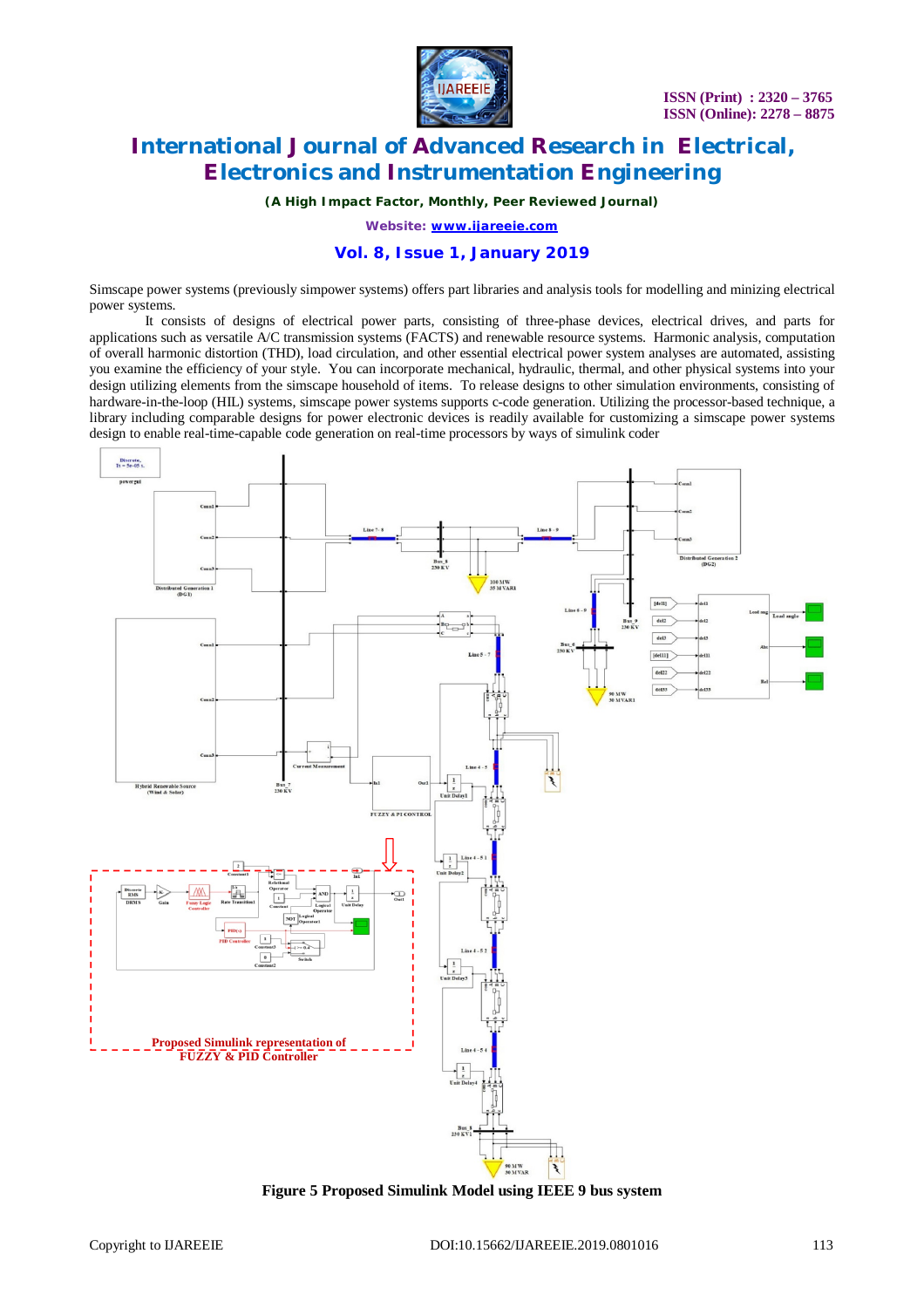Simscape power systems (previously simpower systems) offers part libraries and analysis tools for modelling and minizing electrical power systems.

It consists of designs of electrical power parts, consisting of three-phase devices, electrical drives, and parts for applications such as versatile A/C transmission systems (FACTS) and renewable resource systems. Harmonic analysis, computation of overall harmonic distortion (THD), load circulation, and other essential electrical power system analyses are automated, assisting you examine the efficiency of your style. You can incorporate mechanical, hydraulic, thermal, and other physical systems into your design utilizing elements from the simscape household of items. To release designs to other simulation environments, consisting of hardware-in-the-loop (HIL) systems, simscape power systems supports c-code generation. Utilizing the processor-based technique, a library including comparable designs for power electronic devices is readily available for customizing a simscape power systems design to enable real-time-capable code generation on real-time processors by ways of simulink coder

**Figure 5 Proposed Simulink Model using IEEE 9 bus system**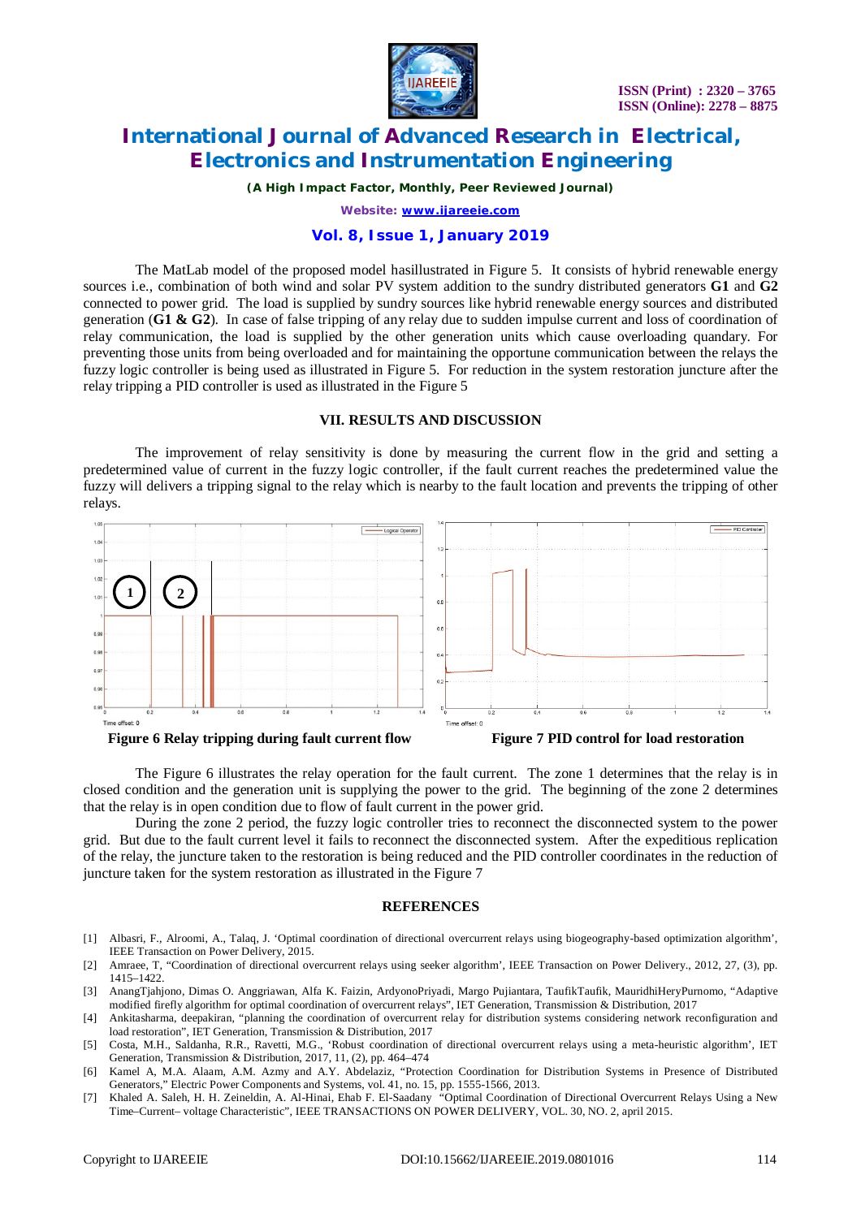The MatLab model of the proposed model hasillustrated in Figure 5. It consists of hybrid renewable energy sources i.e., combination of both wind and solar PV system addition to the sundry distributed generators **G1** and **G2** connected to power grid. The load is supplied by sundry sources like hybrid renewable energy sources and distributed generation (**G1 & G2**). In case of false tripping of any relay due to sudden impulse current and loss of coordination of relay communication, the load is supplied by the other generation units which cause overloading quandary. For preventing those units from being overloaded and for maintaining the opportune communication between the relays the fuzzy logic controller is being used as illustrated in Figure 5. For reduction in the system restoration juncture after the relay tripping a PID controller is used as illustrated in the Figure 5

## VII. RESULTS AND DISCUSSION

The improvement of relay sensitivity is done by measuring the current flow in the grid and setting a predetermined value of current in the fuzzy logic controller, if the fault current reaches the predetermined value the fuzzy will delivers a tripping signal to the relay which is nearby to the fault location and prevents the tripping of other relays.

**Figure 6 Relay tripping during fault current flow**

**Figure 7 PID control for load restoration**

The Figure 6 illustrates the relay operation for the fault current. The zone 1 determines that the relay is in closed condition and the generation unit is supplying the power to the grid. The beginning of the zone 2 determines that the relay is in open condition due to flow of fault current in the power grid.

During the zone 2 period, the fuzzy logic controller tries to reconnect the disconnected system to the power grid. But due to the fault current level it fails to reconnect the disconnected system. After the expeditious replication of the relay, the juncture taken to the restoration is being reduced and the PID controller coordinates in the reduction of juncture taken for the system restoration as illustrated in the Figure 7

## REFERENCES

[1] Albasri, F., Alroomi, A., Talaq, J. 'Optimal coordination of directional overcurrent relays using biogeography-based optimization algorithm', IEEE Transaction on Power Delivery, 2015.

[2] Amraee, T, "Coordination of directional overcurrent relays using seeker algorithm', IEEE Transaction on Power Delivery., 2012, 27, (3), pp. 1415–1422.

[3] AnangTjahjono, Dimas O. Anggriawan, Alfa K. Faizin, ArdyonoPriyadi, Margo Pujiantara, TaufikTaufik, MauridhiHeryPurnomo, "Adaptive modified firefly algorithm for optimal coordination of overcurrent relays", IET Generation, Transmission & Distribution, 2017

[4] Ankitasharma, deepakiran, "planning the coordination of overcurrent relay for distribution systems considering network reconfiguration and load restoration", IET Generation, Transmission & Distribution, 2017

[5] Costa, M.H., Saldanha, R.R., Ravetti, M.G., 'Robust coordination of directional overcurrent relays using a meta-heuristic algorithm', IET Generation, Transmission & Distribution, 2017, 11, (2), pp. 464–474

[6] Kamel A, M.A. Alaam, A.M. Azmy and A.Y. Abdelaziz, "Protection Coordination for Distribution Systems in Presence of Distributed Generators," Electric Power Components and Systems, vol. 41, no. 15, pp. 1555-1566, 2013.

[7] Khaled A. Saleh, H. H. Zeineldin, A. Al-Hinai, Ehab F. El-Saadany "Optimal Coordination of Directional Overcurrent Relays Using a New Time–Current– voltage Characteristic", IEEE TRANSACTIONS ON POWER DELIVERY, VOL. 30, NO. 2, april 2015.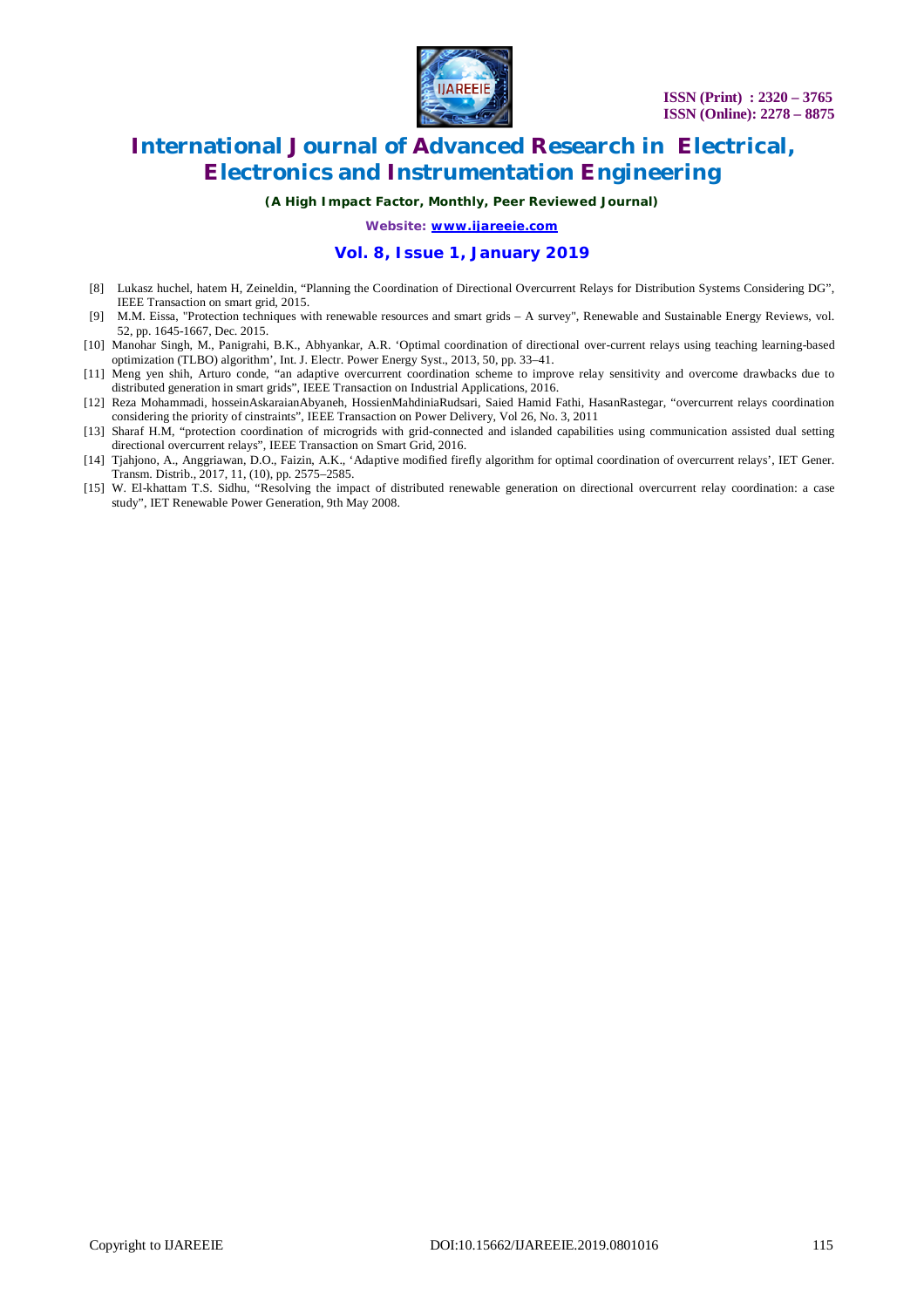[8] Lukasz huchel, hatem H, Zeineldin, "Planning the Coordination of Directional Overcurrent Relays for Distribution Systems Considering DG", IEEE Transaction on smart grid, 2015.

[9] M.M. Eissa, "Protection techniques with renewable resources and smart grids – A survey", Renewable and Sustainable Energy Reviews, vol. 52, pp. 1645-1667, Dec. 2015.

[10] Manohar Singh, M., Panigrahi, B.K., Abhyankar, A.R. 'Optimal coordination of directional over-current relays using teaching learning-based optimization (TLBO) algorithm', Int. J. Electr. Power Energy Syst., 2013, 50, pp. 33–41.

[11] Meng yen shih, Arturo conde, "an adaptive overcurrent coordination scheme to improve relay sensitivity and overcome drawbacks due to distributed generation in smart grids", IEEE Transaction on Industrial Applications, 2016.

[12] Reza Mohammadi, hosseinAskaraianAbyaneh, HossienMahdiniaRudsari, Saied Hamid Fathi, HasanRastegar, "overcurrent relays coordination considering the priority of cinstraints", IEEE Transaction on Power Delivery, Vol 26, No. 3, 2011

[13] Sharaf H.M, "protection coordination of microgrids with grid-connected and islanded capabilities using communication assisted dual setting directional overcurrent relays", IEEE Transaction on Smart Grid, 2016.

[14] Tjahjono, A., Anggriawan, D.O., Faizin, A.K., 'Adaptive modified firefly algorithm for optimal coordination of overcurrent relays', IET Gener. Transm. Distrib., 2017, 11, (10), pp. 2575–2585.

[15] W. El-khattam T.S. Sidhu, "Resolving the impact of distributed renewable generation on directional overcurrent relay coordination: a case study", IET Renewable Power Generation, 9th May 2008.